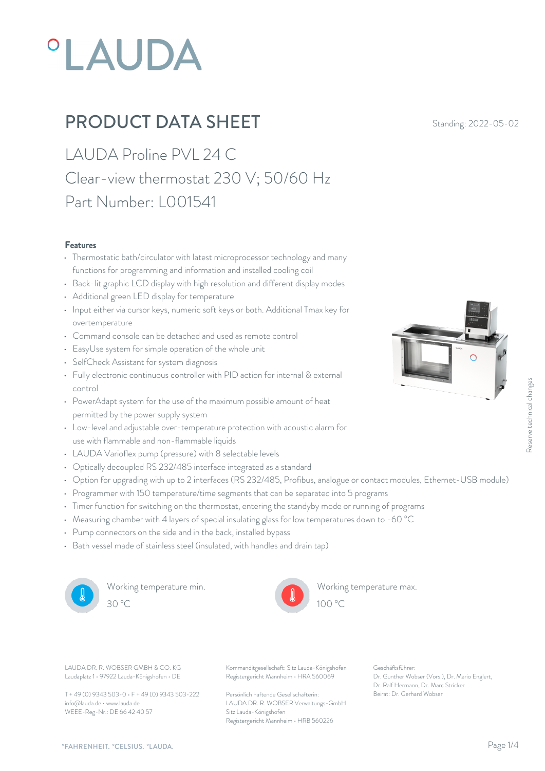# PRODUCT DATA SHEET

Standing: 2022-05-02

## LAUDA Proline PVL 24 C
## Clear-view thermostat 230 V; 50/60 Hz
## Part Number: L001541

### Features

- Thermostatic bath/circulator with latest microprocessor technology and many functions for programming and information and installed cooling coil
- Back-lit graphic LCD display with high resolution and different display modes
- Additional green LED display for temperature
- Input either via cursor keys, numeric soft keys or both. Additional Tmax key for overtemperature
- Command console can be detached and used as remote control
- EasyUse system for simple operation of the whole unit
- SelfCheck Assistant for system diagnosis
- Fully electronic continuous controller with PID action for internal & external control
- PowerAdapt system for the use of the maximum possible amount of heat permitted by the power supply system
- Low-level and adjustable over-temperature protection with acoustic alarm for use with flammable and non-flammable liquids
- LAUDA Varioflex pump (pressure) with 8 selectable levels
- Optically decoupled RS 232/485 interface integrated as a standard
- Option for upgrading with up to 2 interfaces (RS 232/485, Profibus, analogue or contact modules, Ethernet-USB module)
- Programmer with 150 temperature/time segments that can be separated into 5 programs
- Timer function for switching on the thermostat, entering the standby mode or running of programs
- Measuring chamber with 4 layers of special insulating glass for low temperatures down to -60 °C
- Pump connectors on the side and in the back, installed bypass
- Bath vessel made of stainless steel (insulated, with handles and drain tap)

Working temperature min.
30 °C

Working temperature max.
100 °C

Reserve technical changes

LAUDA DR. R. WOBSER GMBH & CO. KG
Laudaplatz 1 • 97922 Lauda-Königshofen • DE

T + 49 (0) 9343 503-0 • F + 49 (0) 9343 503-222
info@lauda.de • www.lauda.de
WEEE-Reg-Nr.: DE 66 42 40 57

Kommanditgesellschaft: Sitz Lauda-Königshofen
Registergericht Mannheim • HRA 560069

Persönlich haftende Gesellschafterin:
LAUDA DR. R. WOBSER Verwaltungs-GmbH
Sitz Lauda-Königshofen
Registergericht Mannheim • HRB 560226

Geschäftsführer:
Dr. Gunther Wobser (Vors.), Dr. Mario Englert, Dr. Ralf Hermann, Dr. Marc Stricker
Beirat: Dr. Gerhard Wobser

°FAHRENHEIT. °CELSIUS. °LAUDA.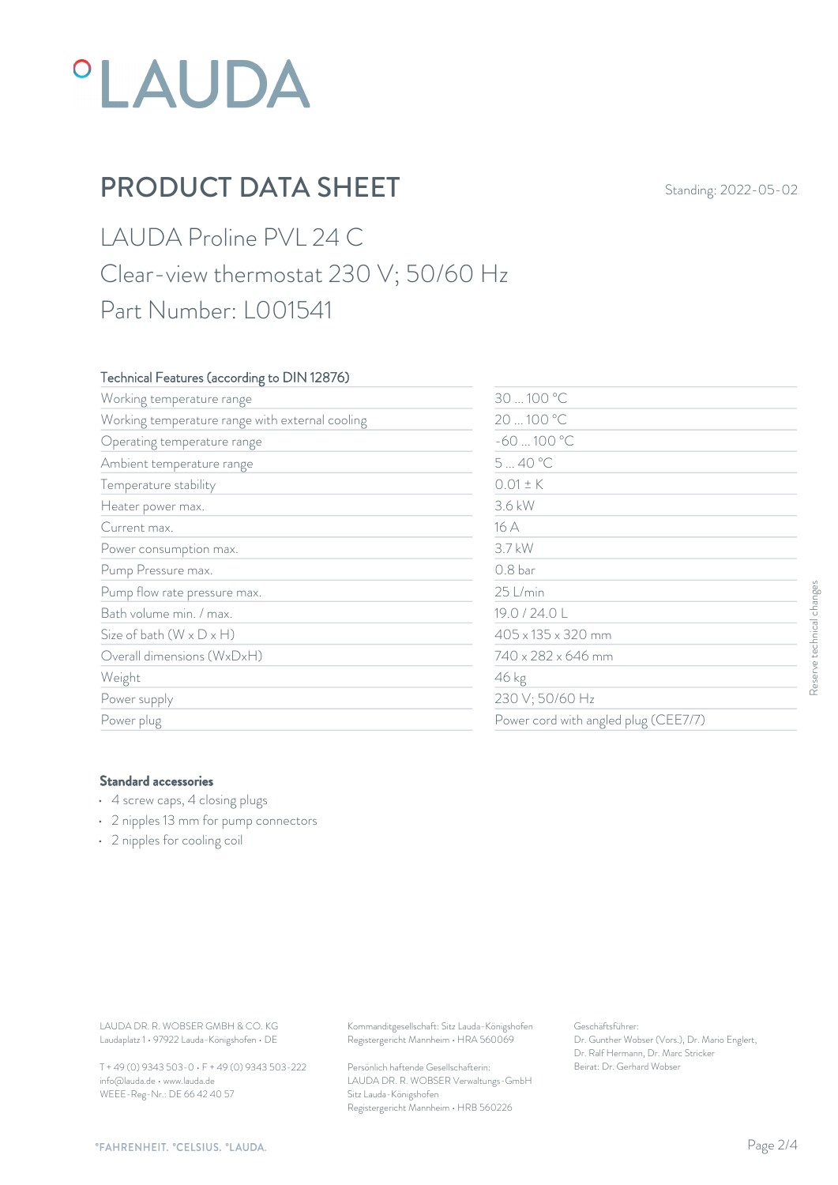# °LAUDA

## PRODUCT DATA SHEET

Standing: 2022-05-02

LAUDA Proline PVL 24 C
Clear-view thermostat 230 V; 50/60 Hz
Part Number: L001541

| Technical Features (according to DIN 12876) | |
|---|---|
| Working temperature range | 30 ... 100 °C |
| Working temperature range with external cooling | 20 ... 100 °C |
| Operating temperature range | -60 ... 100 °C |
| Ambient temperature range | 5 ... 40 °C |
| Temperature stability | 0.01 ± K |
| Heater power max. | 3.6 kW |
| Current max. | 16 A |
| Power consumption max. | 3.7 kW |
| Pump Pressure max. | 0.8 bar |
| Pump flow rate pressure max. | 25 L/min |
| Bath volume min. / max. | 19.0 / 24.0 L |
| Size of bath (W x D x H) | 405 x 135 x 320 mm |
| Overall dimensions (WxDxH) | 740 x 282 x 646 mm |
| Weight | 46 kg |
| Power supply | 230 V; 50/60 Hz |
| Power plug | Power cord with angled plug (CEE7/7) |

Reserve technical changes

**Standard accessories**

- 4 screw caps, 4 closing plugs
- 2 nipples 13 mm for pump connectors
- 2 nipples for cooling coil

LAUDA DR. R. WOBSER GMBH & CO. KG
Laudaplatz 1 • 97922 Lauda-Königshofen • DE

T + 49 (0) 9343 503-0 • F + 49 (0) 9343 503-222
info@lauda.de • www.lauda.de
WEEE-Reg-Nr.: DE 66 42 40 57

Kommanditgesellschaft: Sitz Lauda-Königshofen
Registergericht Mannheim • HRA 560069

Persönlich haftende Gesellschafterin:
LAUDA DR. R. WOBSER Verwaltungs-GmbH
Sitz Lauda-Königshofen
Registergericht Mannheim • HRB 560226

Geschäftsführer:
Dr. Gunther Wobser (Vors.), Dr. Mario Englert, Dr. Ralf Hermann, Dr. Marc Stricker
Beirat: Dr. Gerhard Wobser

°FAHRENHEIT. °CELSIUS. °LAUDA.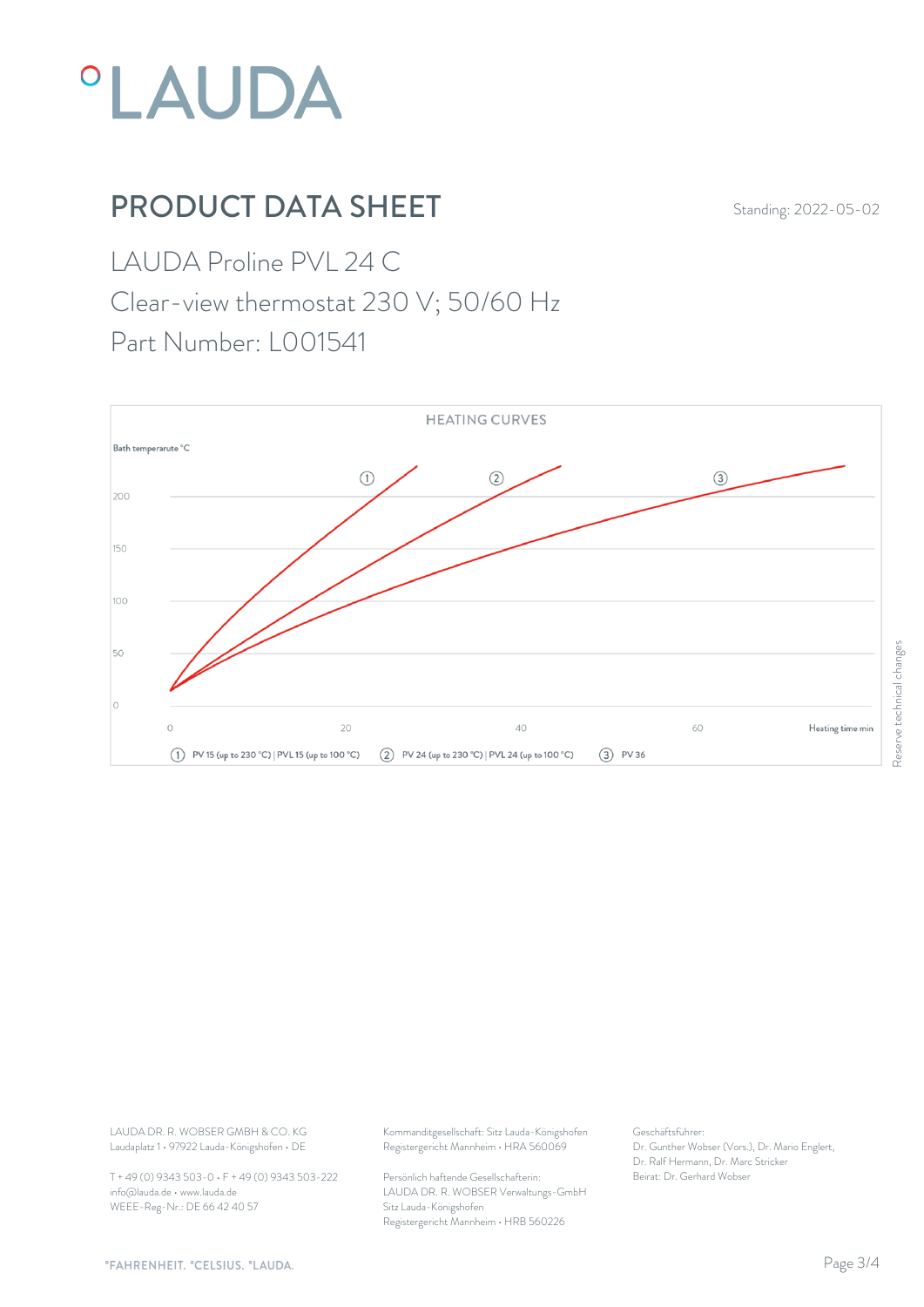# PRODUCT DATA SHEET

Standing: 2022-05-02

## LAUDA Proline PVL 24 C

Clear-view thermostat 230 V; 50/60 Hz

Part Number: L001541

HEATING CURVES

Bath temperarute °C

200

150

100

50

0

0 20 40 60 Heating time min

① PV 15 (up to 230 °C) | PVL 15 (up to 100 °C) ② PV 24 (up to 230 °C) | PVL 24 (up to 100 °C) ③ PV 36

Reserve technical changes

LAUDA DR. R. WOBSER GMBH & CO. KG
Laudaplatz 1 • 97922 Lauda-Königshofen • DE

T + 49 (0) 9343 503-0 • F + 49 (0) 9343 503-222
info@lauda.de • www.lauda.de
WEEE-Reg-Nr.: DE 66 42 40 57

Kommanditgesellschaft: Sitz Lauda-Königshofen
Registergericht Mannheim • HRA 560069

Persönlich haftende Gesellschafterin:
LAUDA DR. R. WOBSER Verwaltungs-GmbH
Sitz Lauda-Königshofen
Registergericht Mannheim • HRB 560226

Geschäftsführer:
Dr. Gunther Wobser (Vors.), Dr. Mario Englert,
Dr. Ralf Hermann, Dr. Marc Stricker
Beirat: Dr. Gerhard Wobser

°FAHRENHEIT. °CELSIUS. °LAUDA.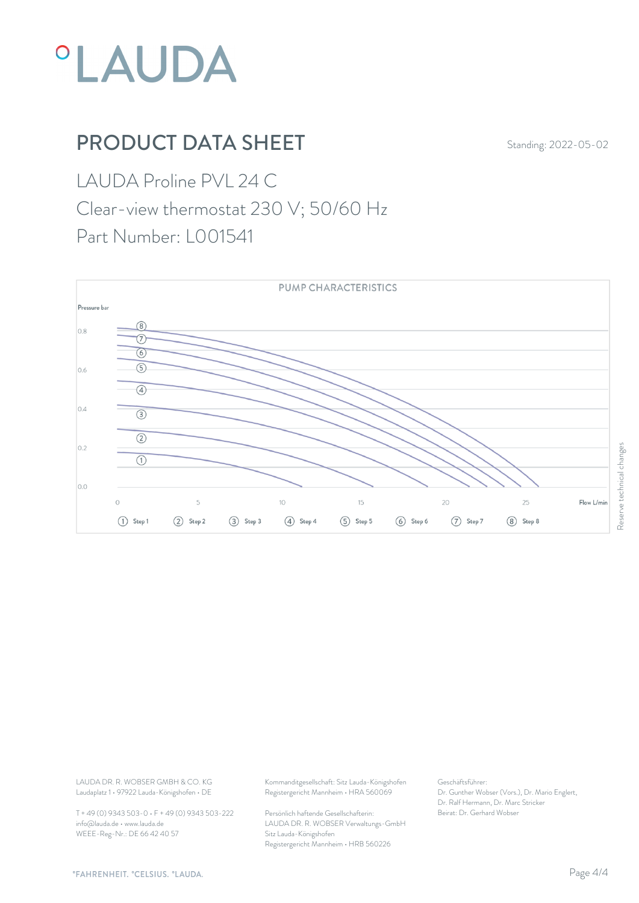LAUDA

# PRODUCT DATA SHEET

Standing: 2022-05-02

## LAUDA Proline PVL 24 C

Clear-view thermostat 230 V; 50/60 Hz

Part Number: L001541

PUMP CHARACTERISTICS

Pressure bar

0.8
0.6
0.4
0.2
0.0

0 5 10 15 20 25 Flow L/min

① Step 1 ② Step 2 ③ Step 3 ④ Step 4 ⑤ Step 5 ⑥ Step 6 ⑦ Step 7 ⑧ Step 8

Reserve technical changes

LAUDA DR. R. WOBSER GMBH & CO. KG
Laudaplatz 1 • 97922 Lauda-Königshofen • DE

T + 49 (0) 9343 503-0 • F + 49 (0) 9343 503-222
info@lauda.de • www.lauda.de
WEEE-Reg-Nr.: DE 66 42 40 57

Kommanditgesellschaft: Sitz Lauda-Königshofen
Registergericht Mannheim • HRA 560069

Persönlich haftende Gesellschafterin:
LAUDA DR. R. WOBSER Verwaltungs-GmbH
Sitz Lauda-Königshofen
Registergericht Mannheim • HRB 560226

Geschäftsführer:
Dr. Gunther Wobser (Vors.), Dr. Mario Englert,
Dr. Ralf Hermann, Dr. Marc Stricker
Beirat: Dr. Gerhard Wobser

°FAHRENHEIT. °CELSIUS. °LAUDA.